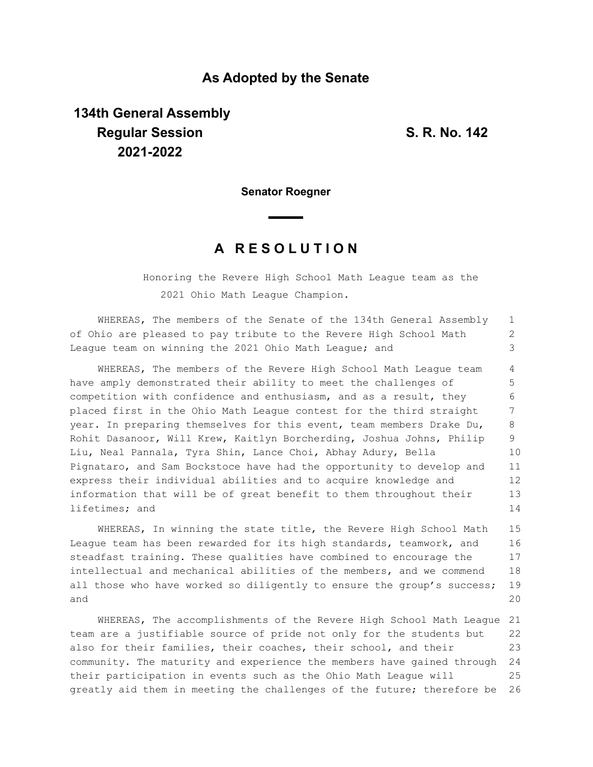## As Adopted by the Senate

**134th General Assembly**
**Regular Session**
**2021-2022**

**S. R. No. 142**

**Senator Roegner**

# A R E S O L U T I O N

Honoring the Revere High School Math League team as the 2021 Ohio Math League Champion.

WHEREAS, The members of the Senate of the 134th General Assembly of Ohio are pleased to pay tribute to the Revere High School Math League team on winning the 2021 Ohio Math League; and

WHEREAS, The members of the Revere High School Math League team have amply demonstrated their ability to meet the challenges of competition with confidence and enthusiasm, and as a result, they placed first in the Ohio Math League contest for the third straight year. In preparing themselves for this event, team members Drake Du, Rohit Dasanoor, Will Krew, Kaitlyn Borcherding, Joshua Johns, Philip Liu, Neal Pannala, Tyra Shin, Lance Choi, Abhay Adury, Bella Pignataro, and Sam Bockstoce have had the opportunity to develop and express their individual abilities and to acquire knowledge and information that will be of great benefit to them throughout their lifetimes; and

WHEREAS, In winning the state title, the Revere High School Math League team has been rewarded for its high standards, teamwork, and steadfast training. These qualities have combined to encourage the intellectual and mechanical abilities of the members, and we commend all those who have worked so diligently to ensure the group's success; and

WHEREAS, The accomplishments of the Revere High School Math League team are a justifiable source of pride not only for the students but also for their families, their coaches, their school, and their community. The maturity and experience the members have gained through their participation in events such as the Ohio Math League will greatly aid them in meeting the challenges of the future; therefore be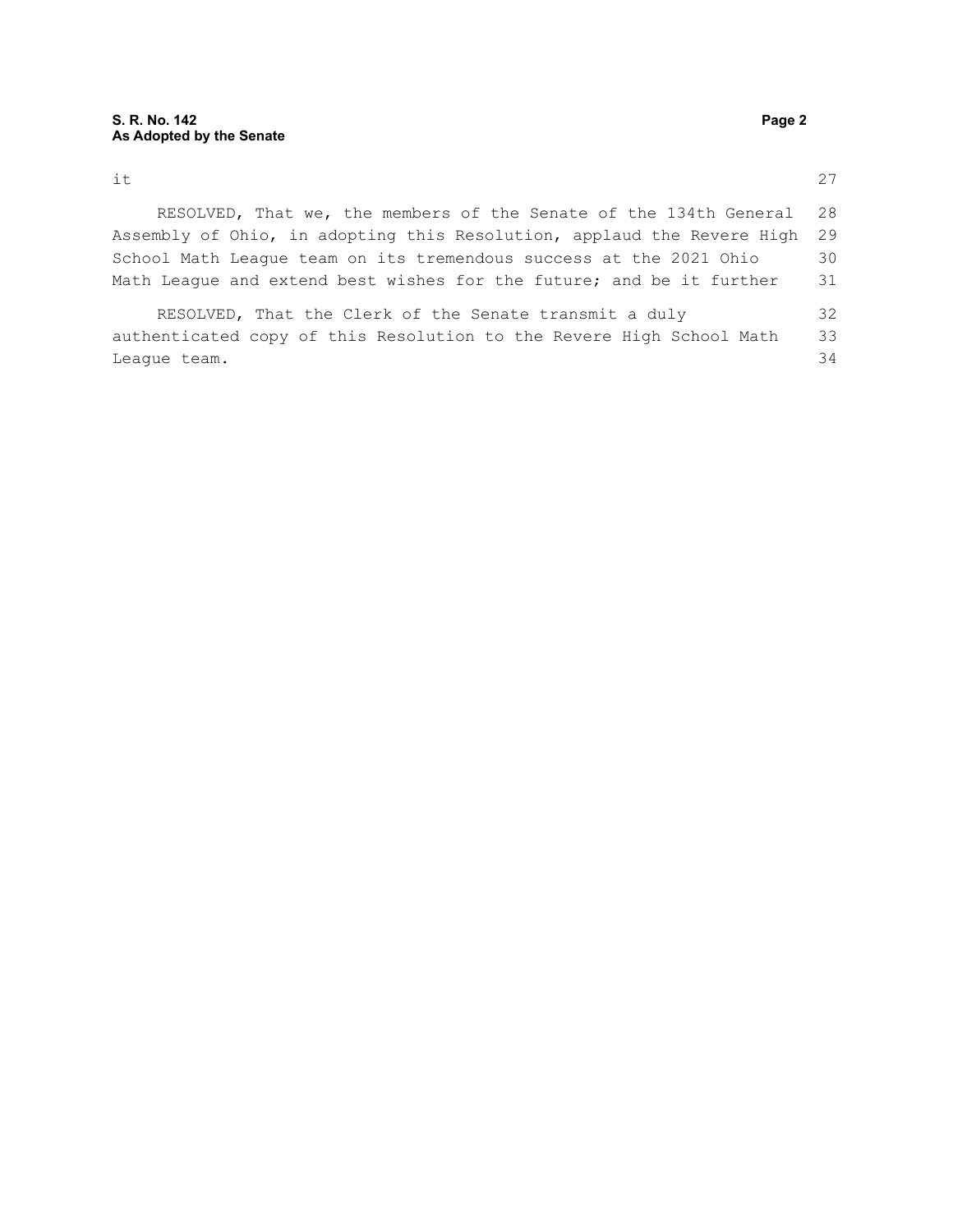it

RESOLVED, That we, the members of the Senate of the 134th General Assembly of Ohio, in adopting this Resolution, applaud the Revere High School Math League team on its tremendous success at the 2021 Ohio Math League and extend best wishes for the future; and be it further

RESOLVED, That the Clerk of the Senate transmit a duly authenticated copy of this Resolution to the Revere High School Math League team.